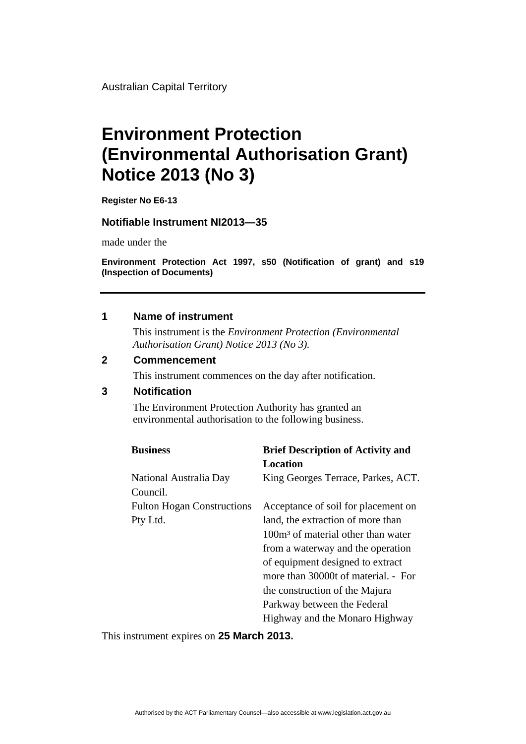Australian Capital Territory

# Environment Protection (Environmental Authorisation Grant) Notice 2013 (No 3)

**Register No E6-13**

### Notifiable Instrument NI2013—35

made under the

**Environment Protection Act 1997, s50 (Notification of grant) and s19 (Inspection of Documents)**

---

## 1 Name of instrument

This instrument is the *Environment Protection (Environmental Authorisation Grant) Notice 2013 (No 3).*

## 2 Commencement

This instrument commences on the day after notification.

## 3 Notification

The Environment Protection Authority has granted an environmental authorisation to the following business.

| Business | Brief Description of Activity and Location |
|---|---|
| National Australia Day Council. | King Georges Terrace, Parkes, ACT. |
| Fulton Hogan Constructions Pty Ltd. | Acceptance of soil for placement on land, the extraction of more than 100m³ of material other than water from a waterway and the operation of equipment designed to extract more than 30000t of material. - For the construction of the Majura Parkway between the Federal Highway and the Monaro Highway |

This instrument expires on **25 March 2013.**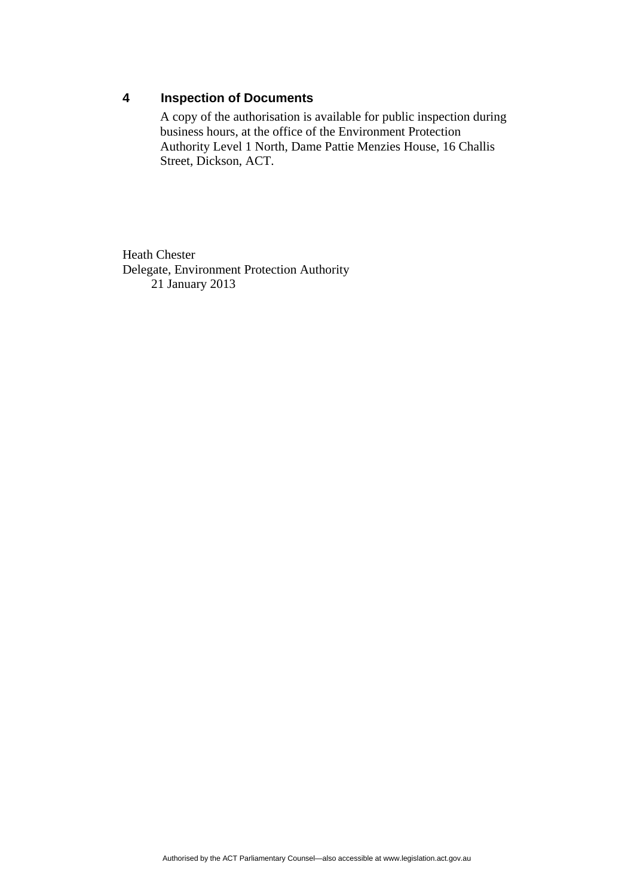## 4 Inspection of Documents

A copy of the authorisation is available for public inspection during business hours, at the office of the Environment Protection Authority Level 1 North, Dame Pattie Menzies House, 16 Challis Street, Dickson, ACT.

Heath Chester
Delegate, Environment Protection Authority
21 January 2013